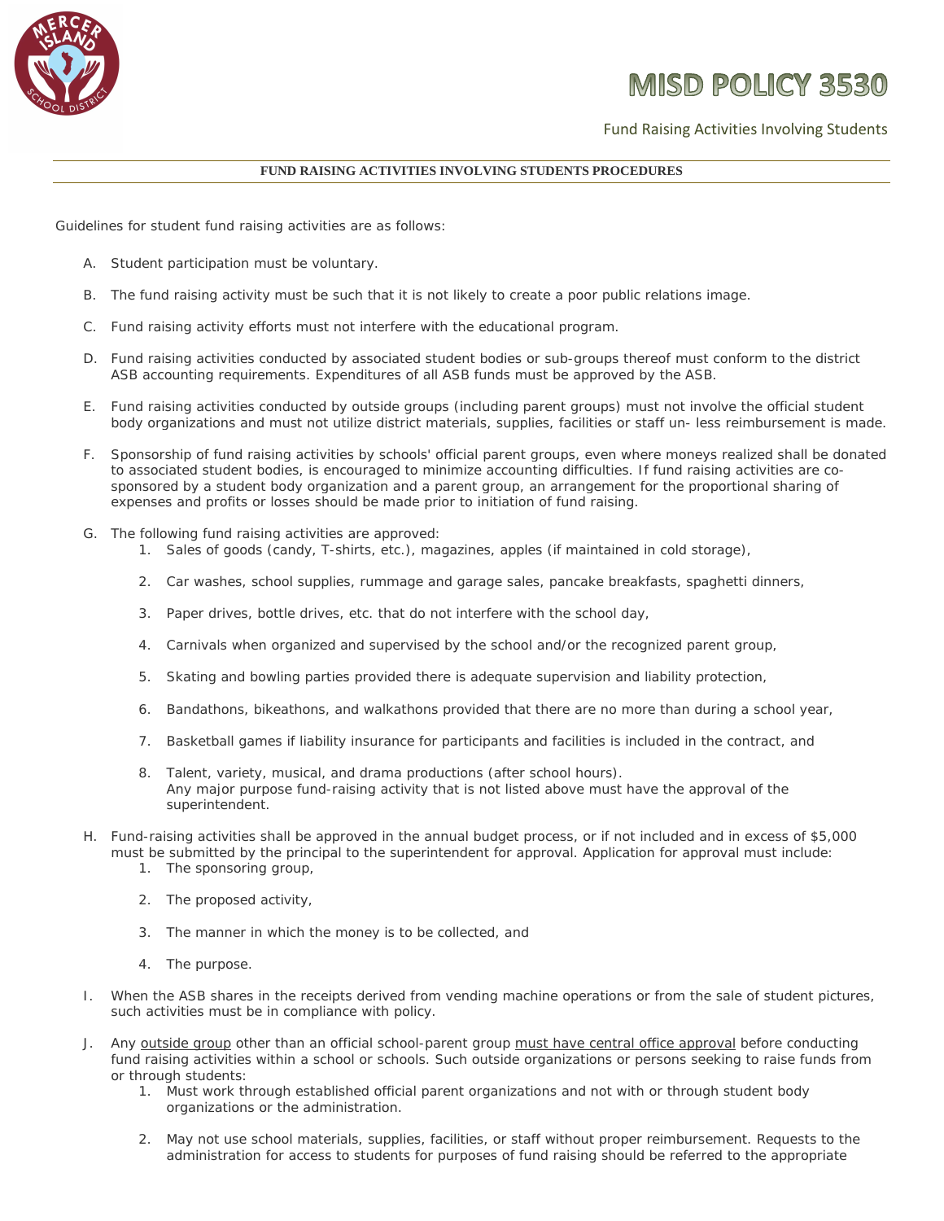# MISD POLICY 3530

Fund Raising Activities Involving Students

**FUND RAISING ACTIVITIES INVOLVING STUDENTS PROCEDURES**

Guidelines for student fund raising activities are as follows:

A. Student participation must be voluntary.

B. The fund raising activity must be such that it is not likely to create a poor public relations image.

C. Fund raising activity efforts must not interfere with the educational program.

D. Fund raising activities conducted by associated student bodies or sub-groups thereof must conform to the district ASB accounting requirements. Expenditures of all ASB funds must be approved by the ASB.

E. Fund raising activities conducted by outside groups (including parent groups) must not involve the official student body organizations and must not utilize district materials, supplies, facilities or staff un- less reimbursement is made.

F. Sponsorship of fund raising activities by schools' official parent groups, even where moneys realized shall be donated to associated student bodies, is encouraged to minimize accounting difficulties. If fund raising activities are co-sponsored by a student body organization and a parent group, an arrangement for the proportional sharing of expenses and profits or losses should be made prior to initiation of fund raising.

G. The following fund raising activities are approved:
   1. Sales of goods (candy, T-shirts, etc.), magazines, apples (if maintained in cold storage),
   2. Car washes, school supplies, rummage and garage sales, pancake breakfasts, spaghetti dinners,
   3. Paper drives, bottle drives, etc. that do not interfere with the school day,
   4. Carnivals when organized and supervised by the school and/or the recognized parent group,
   5. Skating and bowling parties provided there is adequate supervision and liability protection,
   6. Bandathons, bikeathons, and walkathons provided that there are no more than during a school year,
   7. Basketball games if liability insurance for participants and facilities is included in the contract, and
   8. Talent, variety, musical, and drama productions (after school hours).
      Any major purpose fund-raising activity that is not listed above must have the approval of the superintendent.

H. Fund-raising activities shall be approved in the annual budget process, or if not included and in excess of $5,000 must be submitted by the principal to the superintendent for approval. Application for approval must include:
   1. The sponsoring group,
   2. The proposed activity,
   3. The manner in which the money is to be collected, and
   4. The purpose.

I. When the ASB shares in the receipts derived from vending machine operations or from the sale of student pictures, such activities must be in compliance with policy.

J. Any <u>outside group</u> other than an official school-parent group <u>must have central office approval</u> before conducting fund raising activities within a school or schools. Such outside organizations or persons seeking to raise funds from or through students:
   1. Must work through established official parent organizations and not with or through student body organizations or the administration.
   2. May not use school materials, supplies, facilities, or staff without proper reimbursement. Requests to the administration for access to students for purposes of fund raising should be referred to the appropriate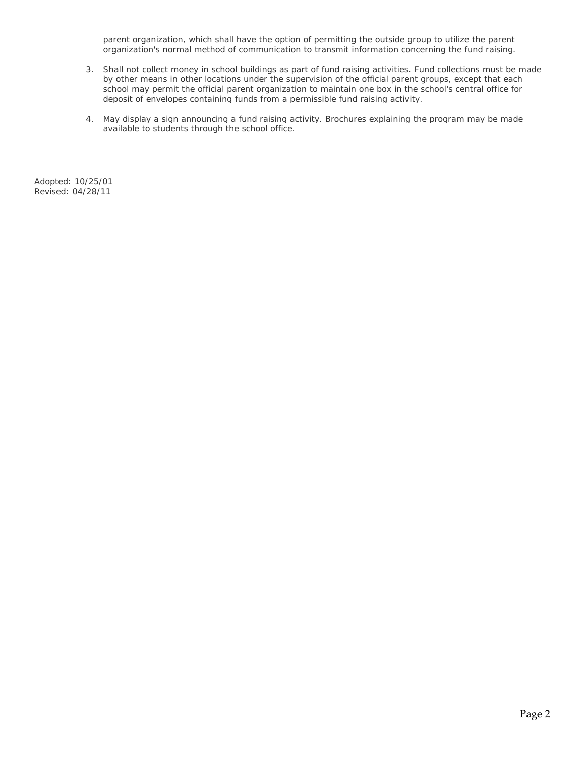parent organization, which shall have the option of permitting the outside group to utilize the parent organization's normal method of communication to transmit information concerning the fund raising.

3. Shall not collect money in school buildings as part of fund raising activities. Fund collections must be made by other means in other locations under the supervision of the official parent groups, except that each school may permit the official parent organization to maintain one box in the school's central office for deposit of envelopes containing funds from a permissible fund raising activity.

4. May display a sign announcing a fund raising activity. Brochures explaining the program may be made available to students through the school office.

Adopted: 10/25/01
Revised: 04/28/11